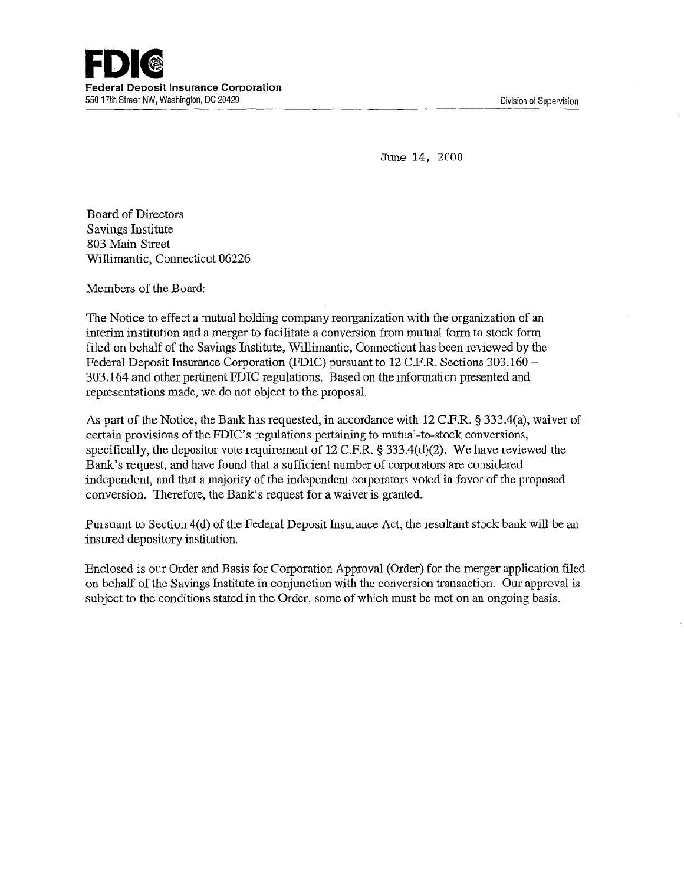**FDIC**
**Federal Deposit Insurance Corporation**
550 17th Street NW, Washington, DC 20429

Division of Supervision

June 14, 2000

Board of Directors
Savings Institute
803 Main Street
Willimantic, Connecticut 06226

Members of the Board:

The Notice to effect a mutual holding company reorganization with the organization of an interim institution and a merger to facilitate a conversion from mutual form to stock form filed on behalf of the Savings Institute, Willimantic, Connecticut has been reviewed by the Federal Deposit Insurance Corporation (FDIC) pursuant to 12 C.F.R. Sections 303.160 – 303.164 and other pertinent FDIC regulations. Based on the information presented and representations made, we do not object to the proposal.

As part of the Notice, the Bank has requested, in accordance with 12 C.F.R. § 333.4(a), waiver of certain provisions of the FDIC's regulations pertaining to mutual-to-stock conversions, specifically, the depositor vote requirement of 12 C.F.R. § 333.4(d)(2). We have reviewed the Bank's request, and have found that a sufficient number of corporators are considered independent, and that a majority of the independent corporators voted in favor of the proposed conversion. Therefore, the Bank's request for a waiver is granted.

Pursuant to Section 4(d) of the Federal Deposit Insurance Act, the resultant stock bank will be an insured depository institution.

Enclosed is our Order and Basis for Corporation Approval (Order) for the merger application filed on behalf of the Savings Institute in conjunction with the conversion transaction. Our approval is subject to the conditions stated in the Order, some of which must be met on an ongoing basis.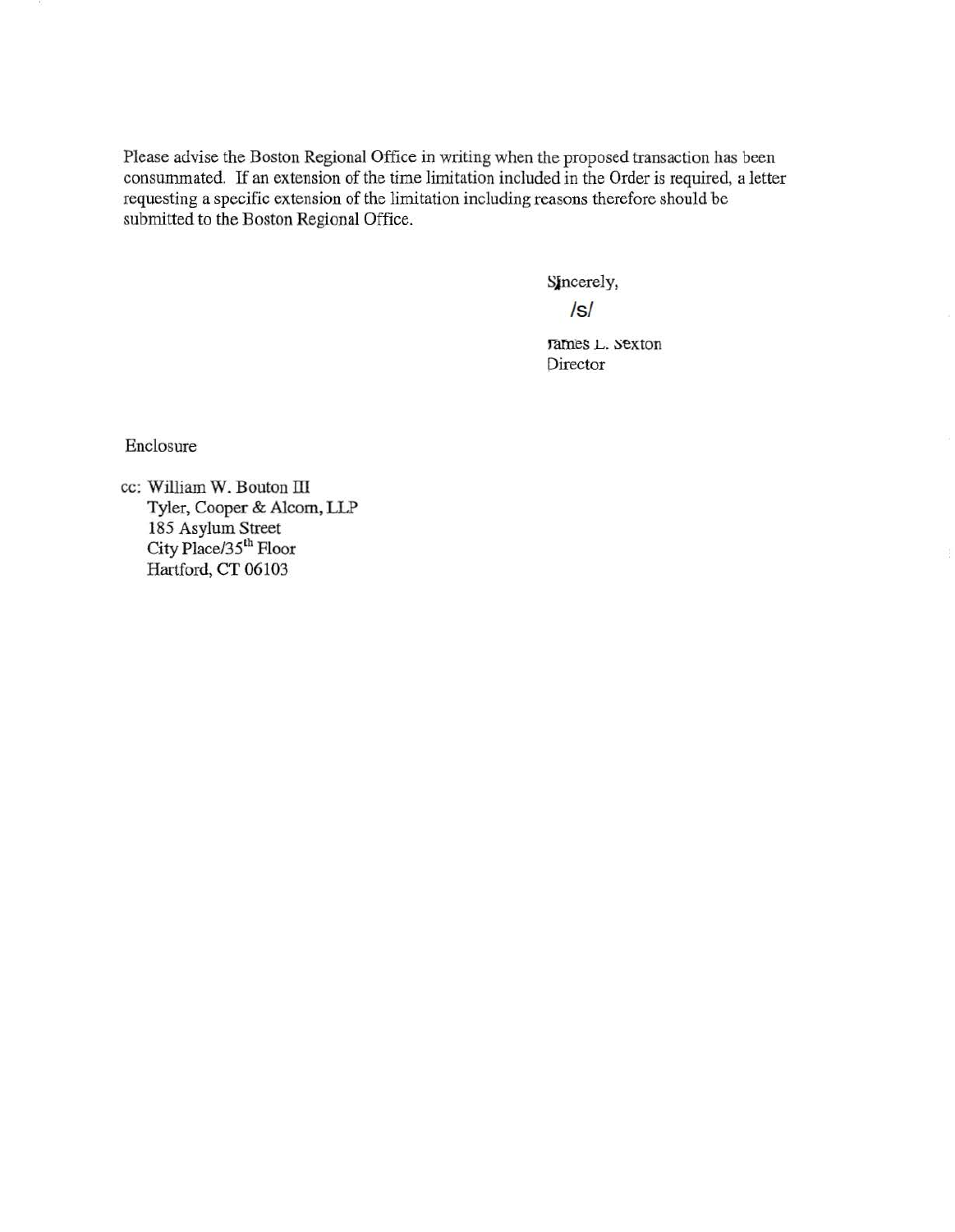Please advise the Boston Regional Office in writing when the proposed transaction has been consummated. If an extension of the time limitation included in the Order is required, a letter requesting a specific extension of the limitation including reasons therefore should be submitted to the Boston Regional Office.

Sincerely,

/s/

James L. Sexton
Director

Enclosure

cc: William W. Bouton III
Tyler, Cooper & Alcorn, LLP
185 Asylum Street
City Place/35th Floor
Hartford, CT 06103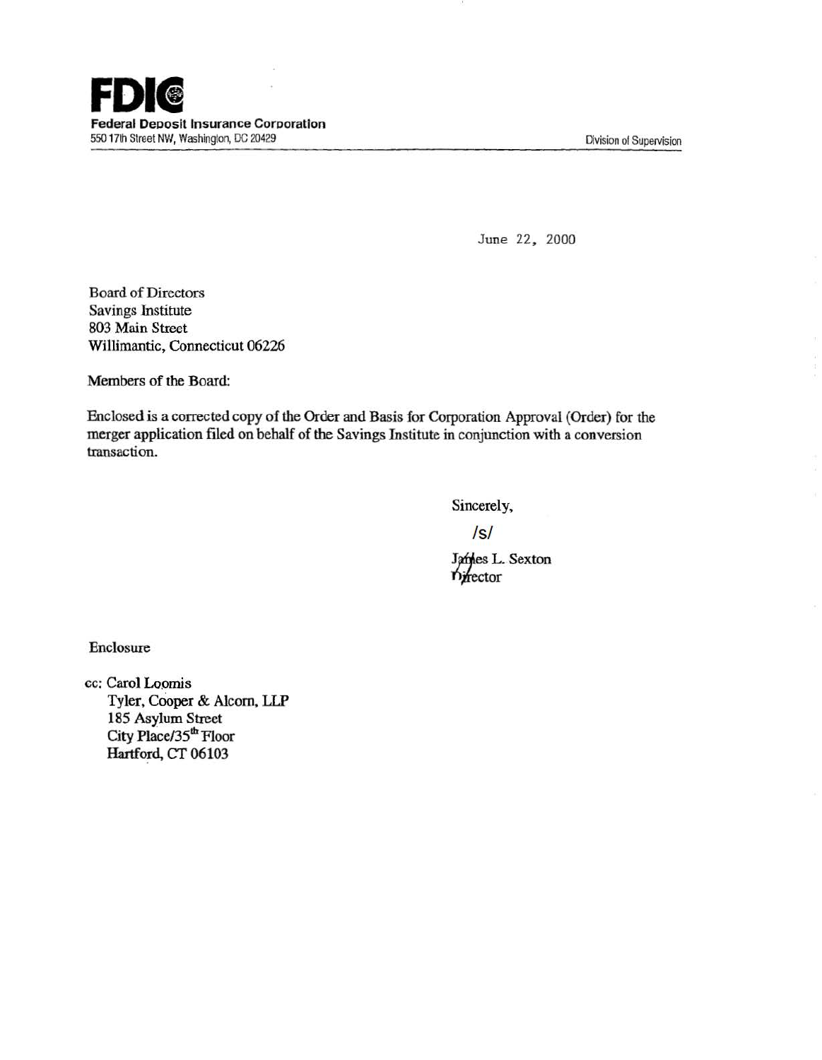**FDIC**
**Federal Deposit Insurance Corporation**
550 17th Street NW, Washington, DC 20429

Division of Supervision

June 22, 2000

Board of Directors
Savings Institute
803 Main Street
Willimantic, Connecticut 06226

Members of the Board:

Enclosed is a corrected copy of the Order and Basis for Corporation Approval (Order) for the merger application filed on behalf of the Savings Institute in conjunction with a conversion transaction.

Sincerely,

/s/

James L. Sexton
Director

Enclosure

cc: Carol Loomis
Tyler, Cooper & Alcorn, LLP
185 Asylum Street
City Place/35th Floor
Hartford, CT 06103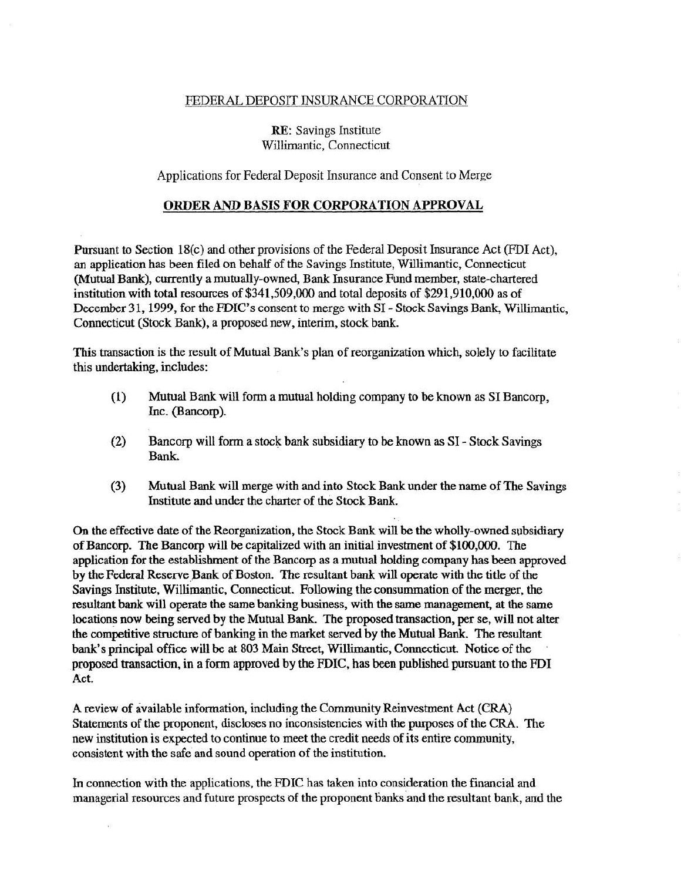FEDERAL DEPOSIT INSURANCE CORPORATION

**RE**: Savings Institute
Willimantic, Connecticut

Applications for Federal Deposit Insurance and Consent to Merge

## ORDER AND BASIS FOR CORPORATION APPROVAL

Pursuant to Section 18(c) and other provisions of the Federal Deposit Insurance Act (FDI Act), an application has been filed on behalf of the Savings Institute, Willimantic, Connecticut (Mutual Bank), currently a mutually-owned, Bank Insurance Fund member, state-chartered institution with total resources of $341,509,000 and total deposits of $291,910,000 as of December 31, 1999, for the FDIC's consent to merge with SI - Stock Savings Bank, Willimantic, Connecticut (Stock Bank), a proposed new, interim, stock bank.

This transaction is the result of Mutual Bank's plan of reorganization which, solely to facilitate this undertaking, includes:

(1) Mutual Bank will form a mutual holding company to be known as SI Bancorp, Inc. (Bancorp).

(2) Bancorp will form a stock bank subsidiary to be known as SI - Stock Savings Bank.

(3) Mutual Bank will merge with and into Stock Bank under the name of The Savings Institute and under the charter of the Stock Bank.

On the effective date of the Reorganization, the Stock Bank will be the wholly-owned subsidiary of Bancorp. The Bancorp will be capitalized with an initial investment of $100,000. The application for the establishment of the Bancorp as a mutual holding company has been approved by the Federal Reserve Bank of Boston. The resultant bank will operate with the title of the Savings Institute, Willimantic, Connecticut. Following the consummation of the merger, the resultant bank will operate the same banking business, with the same management, at the same locations now being served by the Mutual Bank. The proposed transaction, per se, will not alter the competitive structure of banking in the market served by the Mutual Bank. The resultant bank's principal office will be at 803 Main Street, Willimantic, Connecticut. Notice of the proposed transaction, in a form approved by the FDIC, has been published pursuant to the FDI Act.

A review of available information, including the Community Reinvestment Act (CRA) Statements of the proponent, discloses no inconsistencies with the purposes of the CRA. The new institution is expected to continue to meet the credit needs of its entire community, consistent with the safe and sound operation of the institution.

In connection with the applications, the FDIC has taken into consideration the financial and managerial resources and future prospects of the proponent banks and the resultant bank, and the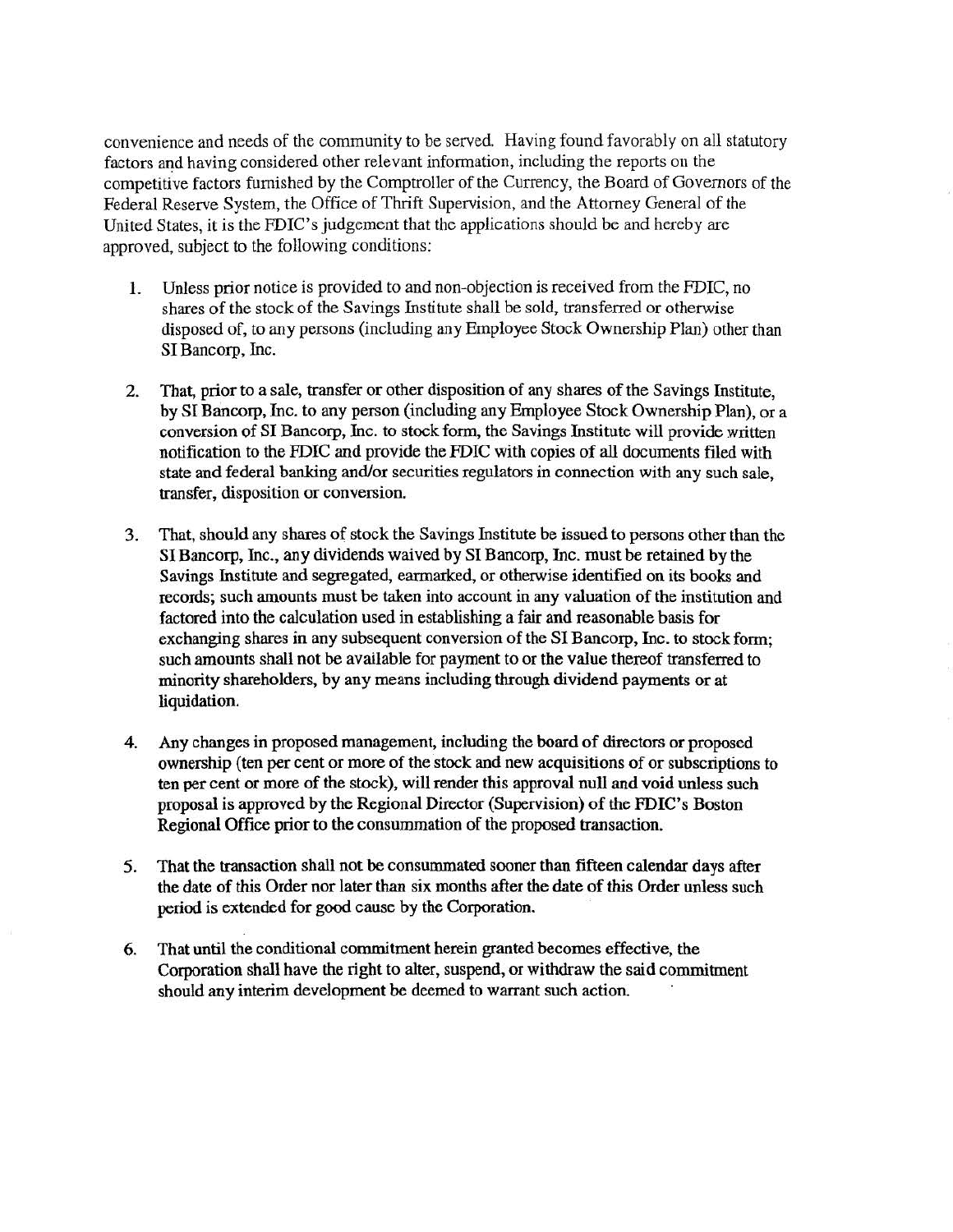convenience and needs of the community to be served. Having found favorably on all statutory factors and having considered other relevant information, including the reports on the competitive factors furnished by the Comptroller of the Currency, the Board of Governors of the Federal Reserve System, the Office of Thrift Supervision, and the Attorney General of the United States, it is the FDIC's judgement that the applications should be and hereby are approved, subject to the following conditions:

1. Unless prior notice is provided to and non-objection is received from the FDIC, no shares of the stock of the Savings Institute shall be sold, transferred or otherwise disposed of, to any persons (including any Employee Stock Ownership Plan) other than SI Bancorp, Inc.

2. That, prior to a sale, transfer or other disposition of any shares of the Savings Institute, by SI Bancorp, Inc. to any person (including any Employee Stock Ownership Plan), or a conversion of SI Bancorp, Inc. to stock form, the Savings Institute will provide written notification to the FDIC and provide the FDIC with copies of all documents filed with state and federal banking and/or securities regulators in connection with any such sale, transfer, disposition or conversion.

3. That, should any shares of stock the Savings Institute be issued to persons other than the SI Bancorp, Inc., any dividends waived by SI Bancorp, Inc. must be retained by the Savings Institute and segregated, earmarked, or otherwise identified on its books and records; such amounts must be taken into account in any valuation of the institution and factored into the calculation used in establishing a fair and reasonable basis for exchanging shares in any subsequent conversion of the SI Bancorp, Inc. to stock form; such amounts shall not be available for payment to or the value thereof transferred to minority shareholders, by any means including through dividend payments or at liquidation.

4. Any changes in proposed management, including the board of directors or proposed ownership (ten per cent or more of the stock and new acquisitions of or subscriptions to ten per cent or more of the stock), will render this approval null and void unless such proposal is approved by the Regional Director (Supervision) of the FDIC's Boston Regional Office prior to the consummation of the proposed transaction.

5. That the transaction shall not be consummated sooner than fifteen calendar days after the date of this Order nor later than six months after the date of this Order unless such period is extended for good cause by the Corporation.

6. That until the conditional commitment herein granted becomes effective, the Corporation shall have the right to alter, suspend, or withdraw the said commitment should any interim development be deemed to warrant such action.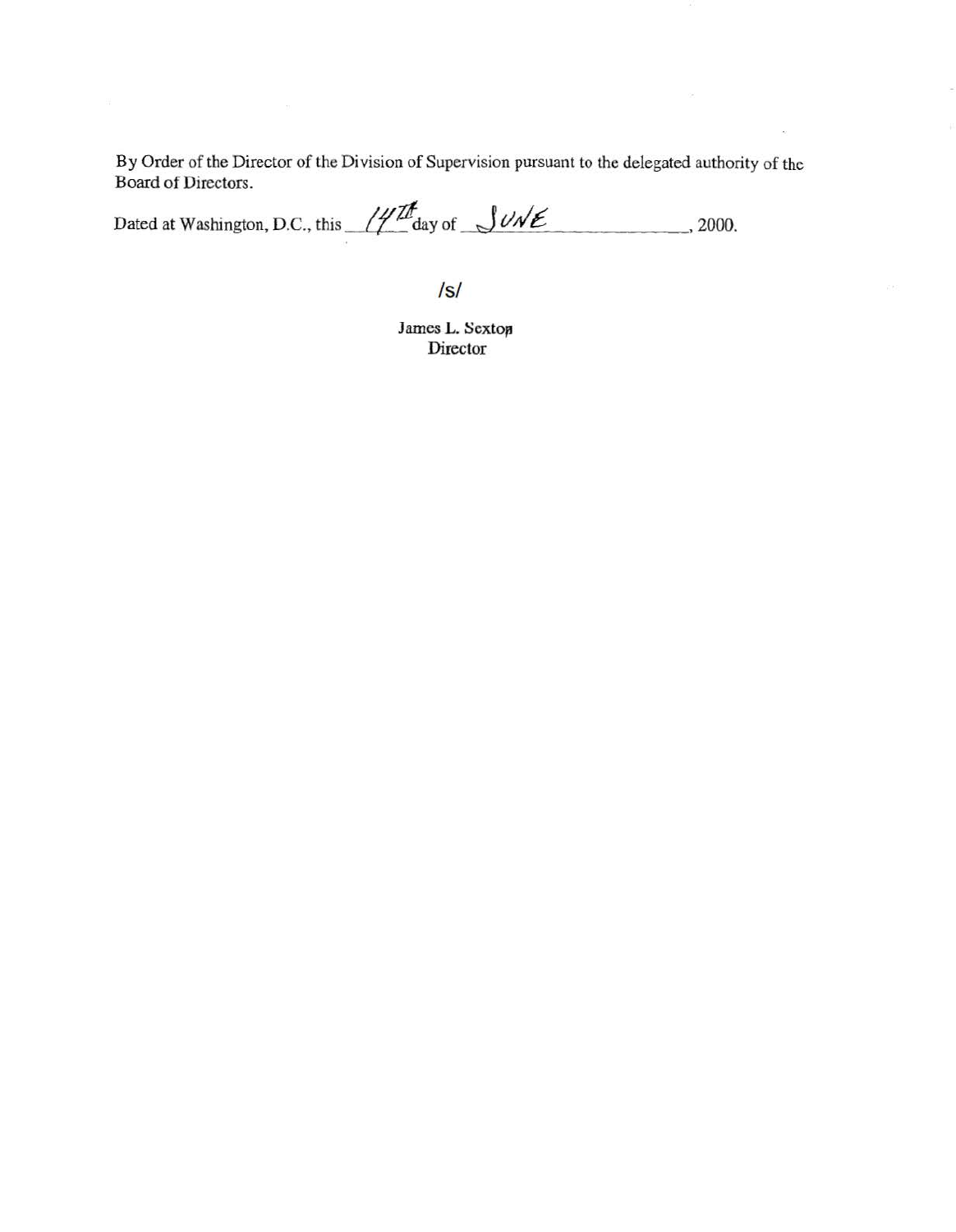By Order of the Director of the Division of Supervision pursuant to the delegated authority of the Board of Directors.

Dated at Washington, D.C., this 14th day of June, 2000.

/s/

James L. Sexton
Director